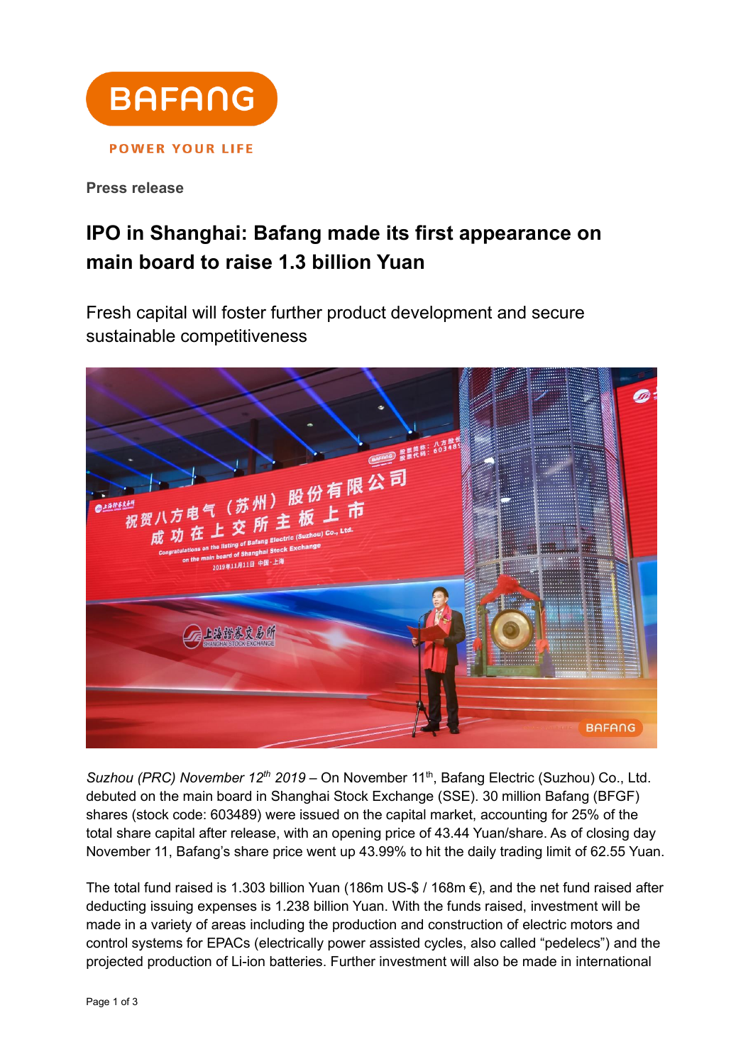BAFANG

POWER YOUR LIFE

**Press release**

# IPO in Shanghai: Bafang made its first appearance on main board to raise 1.3 billion Yuan

## Fresh capital will foster further product development and secure sustainable competitiveness

*Suzhou (PRC) November 12th 2019* – On November 11th, Bafang Electric (Suzhou) Co., Ltd. debuted on the main board in Shanghai Stock Exchange (SSE). 30 million Bafang (BFGF) shares (stock code: 603489) were issued on the capital market, accounting for 25% of the total share capital after release, with an opening price of 43.44 Yuan/share. As of closing day November 11, Bafang's share price went up 43.99% to hit the daily trading limit of 62.55 Yuan.

The total fund raised is 1.303 billion Yuan (186m US-$ / 168m €), and the net fund raised after deducting issuing expenses is 1.238 billion Yuan. With the funds raised, investment will be made in a variety of areas including the production and construction of electric motors and control systems for EPACs (electrically power assisted cycles, also called "pedelecs") and the projected production of Li-ion batteries. Further investment will also be made in international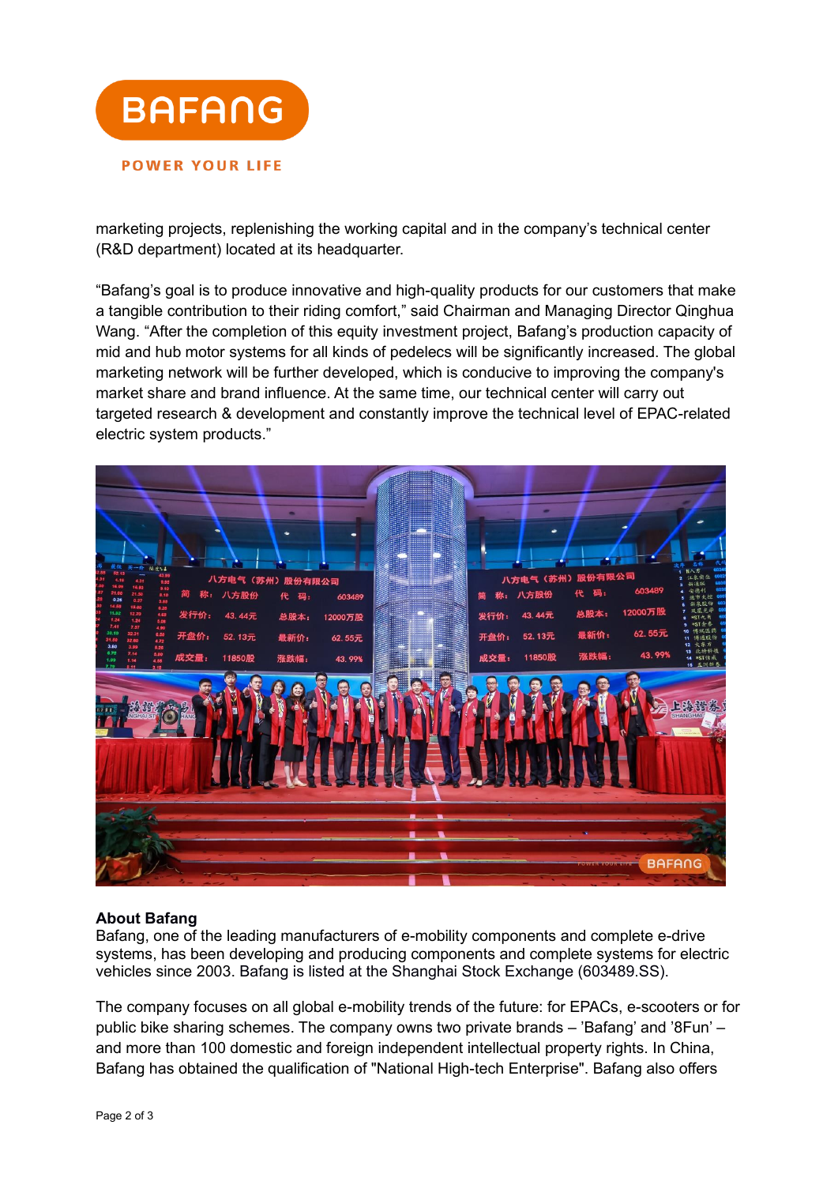marketing projects, replenishing the working capital and in the company’s technical center (R&D department) located at its headquarter.

“Bafang’s goal is to produce innovative and high-quality products for our customers that make a tangible contribution to their riding comfort,” said Chairman and Managing Director Qinghua Wang. “After the completion of this equity investment project, Bafang’s production capacity of mid and hub motor systems for all kinds of pedelecs will be significantly increased. The global marketing network will be further developed, which is conducive to improving the company's market share and brand influence. At the same time, our technical center will carry out targeted research & development and constantly improve the technical level of EPAC-related electric system products.”

**About Bafang**

Bafang, one of the leading manufacturers of e-mobility components and complete e-drive systems, has been developing and producing components and complete systems for electric vehicles since 2003. Bafang is listed at the Shanghai Stock Exchange (603489.SS).

The company focuses on all global e-mobility trends of the future: for EPACs, e-scooters or for public bike sharing schemes. The company owns two private brands – ’Bafang’ and ’8Fun’ – and more than 100 domestic and foreign independent intellectual property rights. In China, Bafang has obtained the qualification of "National High-tech Enterprise". Bafang also offers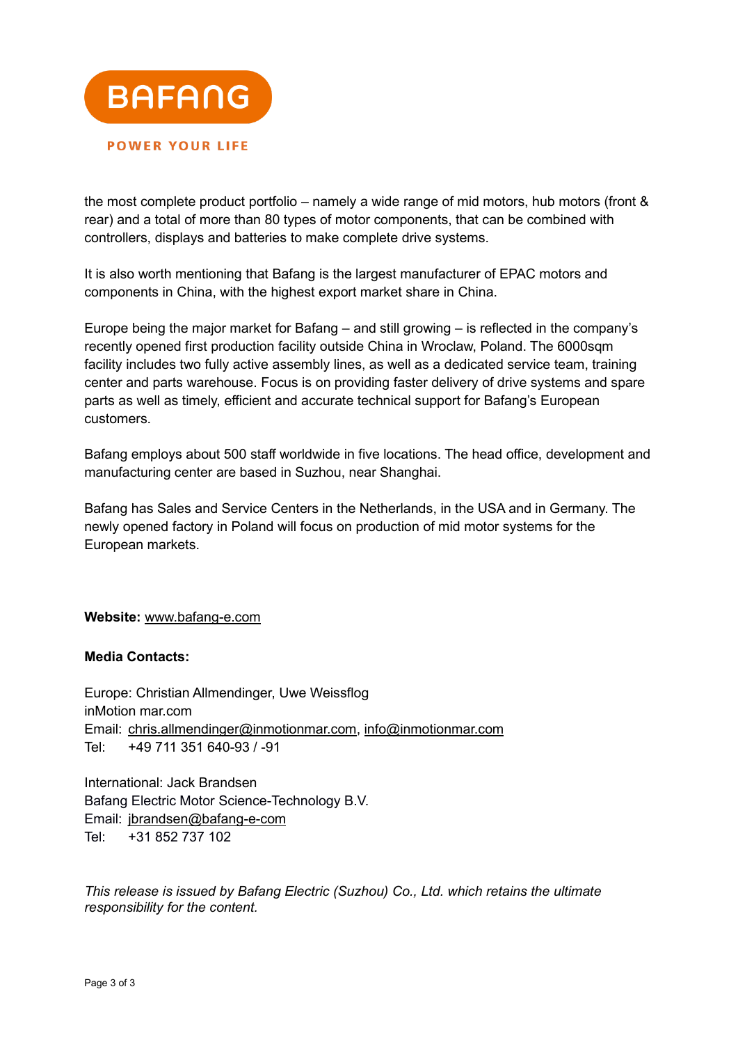the most complete product portfolio – namely a wide range of mid motors, hub motors (front & rear) and a total of more than 80 types of motor components, that can be combined with controllers, displays and batteries to make complete drive systems.

It is also worth mentioning that Bafang is the largest manufacturer of EPAC motors and components in China, with the highest export market share in China.

Europe being the major market for Bafang – and still growing – is reflected in the company's recently opened first production facility outside China in Wroclaw, Poland. The 6000sqm facility includes two fully active assembly lines, as well as a dedicated service team, training center and parts warehouse. Focus is on providing faster delivery of drive systems and spare parts as well as timely, efficient and accurate technical support for Bafang's European customers.

Bafang employs about 500 staff worldwide in five locations. The head office, development and manufacturing center are based in Suzhou, near Shanghai.

Bafang has Sales and Service Centers in the Netherlands, in the USA and in Germany. The newly opened factory in Poland will focus on production of mid motor systems for the European markets.

**Website:** www.bafang-e.com

**Media Contacts:**

Europe: Christian Allmendinger, Uwe Weissflog
inMotion mar.com
Email: chris.allmendinger@inmotionmar.com, info@inmotionmar.com
Tel: +49 711 351 640-93 / -91

International: Jack Brandsen
Bafang Electric Motor Science-Technology B.V.
Email: jbrandsen@bafang-e-com
Tel: +31 852 737 102

*This release is issued by Bafang Electric (Suzhou) Co., Ltd. which retains the ultimate responsibility for the content.*